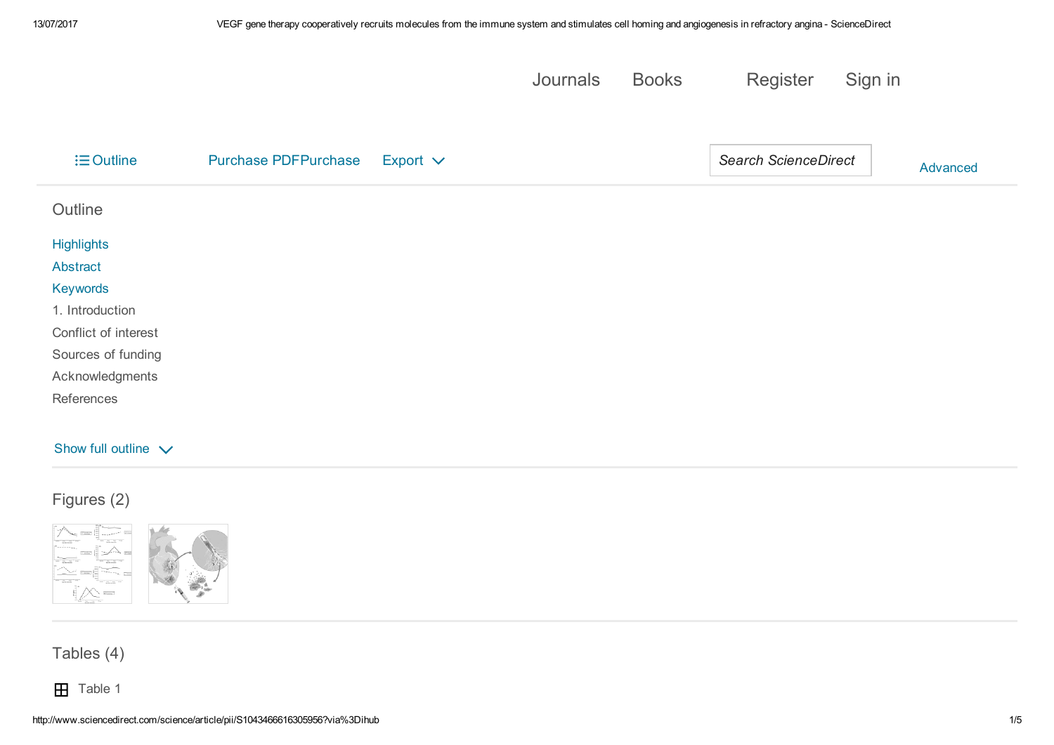Journals Books Register Sign in

Outline Purchase PDFPurchase Export

Search ScienceDirect

Advanced

## Outline

Highlights

Abstract

Keywords

1. Introduction

Conflict of interest

Sources of funding

Acknowledgments

References

Show full outline

## Figures (2)

## Tables (4)

Table 1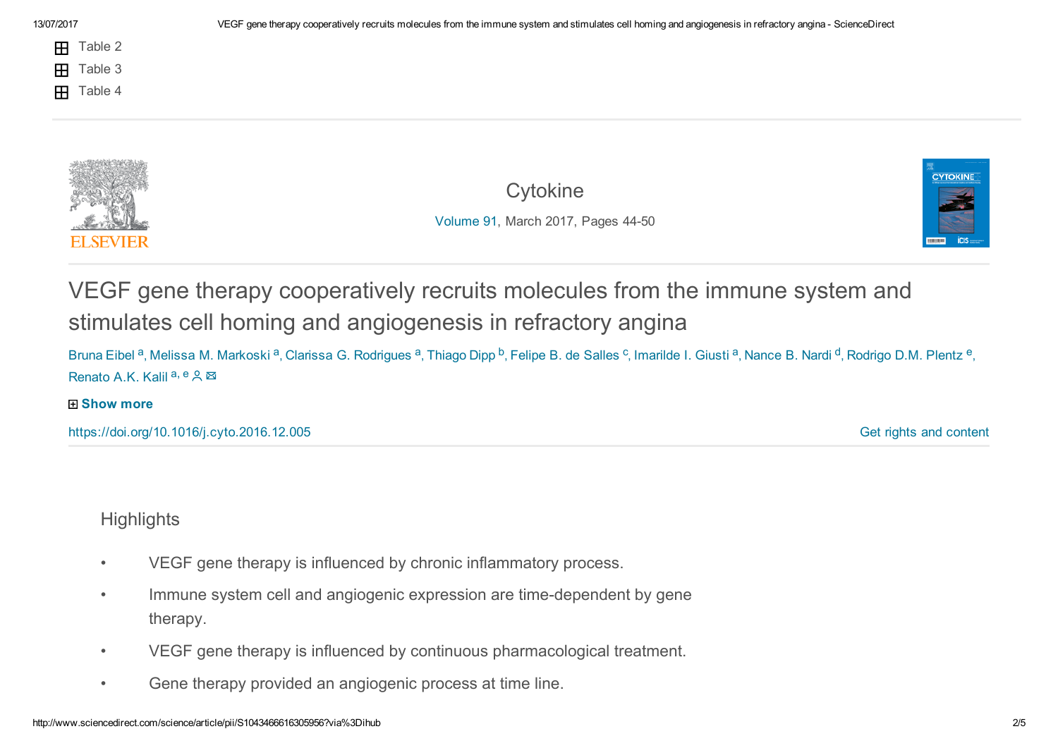Table 2

Table 3

Table 4

Cytokine

Volume 91, March 2017, Pages 44-50

# VEGF gene therapy cooperatively recruits molecules from the immune system and stimulates cell homing and angiogenesis in refractory angina

Bruna Eibel [a], Melissa M. Markoski [a], Clarissa G. Rodrigues [a], Thiago Dipp [b], Felipe B. de Salles [c], Imarilde I. Giusti [a], Nance B. Nardi [d], Rodrigo D.M. Plentz [e], Renato A.K. Kalil [a, e]

Show more

https://doi.org/10.1016/j.cyto.2016.12.005

Get rights and content

## Highlights

- VEGF gene therapy is influenced by chronic inflammatory process.
- Immune system cell and angiogenic expression are time-dependent by gene therapy.
- VEGF gene therapy is influenced by continuous pharmacological treatment.
- Gene therapy provided an angiogenic process at time line.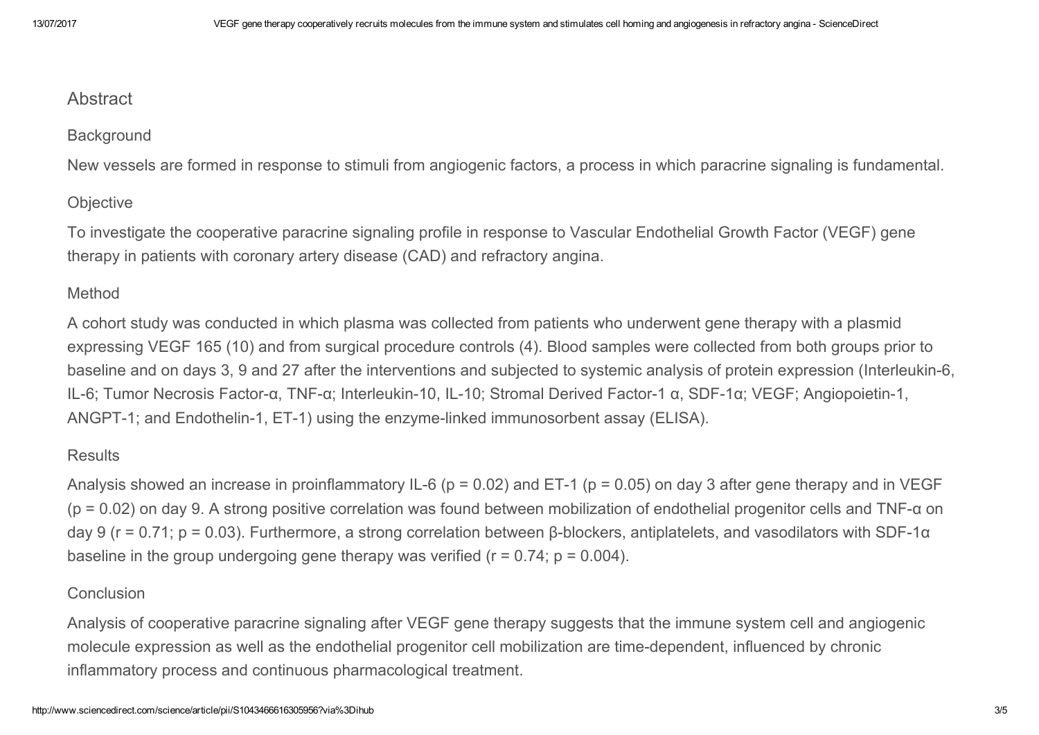## Abstract

### Background

New vessels are formed in response to stimuli from angiogenic factors, a process in which paracrine signaling is fundamental.

### Objective

To investigate the cooperative paracrine signaling profile in response to Vascular Endothelial Growth Factor (VEGF) gene therapy in patients with coronary artery disease (CAD) and refractory angina.

### Method

A cohort study was conducted in which plasma was collected from patients who underwent gene therapy with a plasmid expressing VEGF 165 (10) and from surgical procedure controls (4). Blood samples were collected from both groups prior to baseline and on days 3, 9 and 27 after the interventions and subjected to systemic analysis of protein expression (Interleukin-6, IL-6; Tumor Necrosis Factor-α, TNF-α; Interleukin-10, IL-10; Stromal Derived Factor-1 α, SDF-1α; VEGF; Angiopoietin-1, ANGPT-1; and Endothelin-1, ET-1) using the enzyme-linked immunosorbent assay (ELISA).

### Results

Analysis showed an increase in proinflammatory IL-6 ($p = 0.02$) and ET-1 ($p = 0.05$) on day 3 after gene therapy and in VEGF ($p = 0.02$) on day 9. A strong positive correlation was found between mobilization of endothelial progenitor cells and TNF-α on day 9 ($r = 0.71$; $p = 0.03$). Furthermore, a strong correlation between β-blockers, antiplatelets, and vasodilators with SDF-1α baseline in the group undergoing gene therapy was verified ($r = 0.74$; $p = 0.004$).

### Conclusion

Analysis of cooperative paracrine signaling after VEGF gene therapy suggests that the immune system cell and angiogenic molecule expression as well as the endothelial progenitor cell mobilization are time-dependent, influenced by chronic inflammatory process and continuous pharmacological treatment.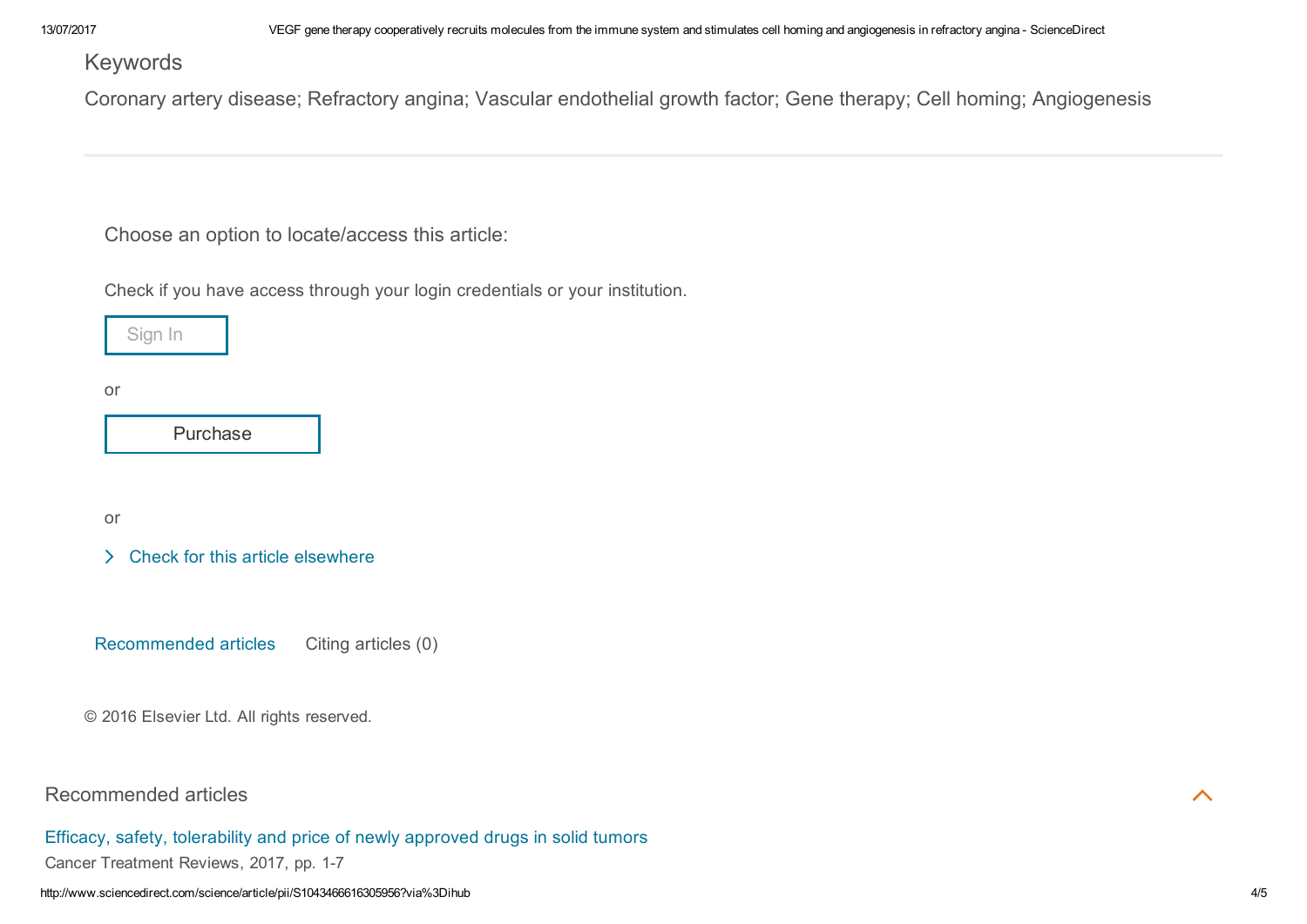## Keywords

Coronary artery disease; Refractory angina; Vascular endothelial growth factor; Gene therapy; Cell homing; Angiogenesis

---

Choose an option to locate/access this article:

Check if you have access through your login credentials or your institution.

Sign In

or

Purchase

or

Check for this article elsewhere

Recommended articles    Citing articles (0)

© 2016 Elsevier Ltd. All rights reserved.

## Recommended articles

Efficacy, safety, tolerability and price of newly approved drugs in solid tumors

Cancer Treatment Reviews, 2017, pp. 1-7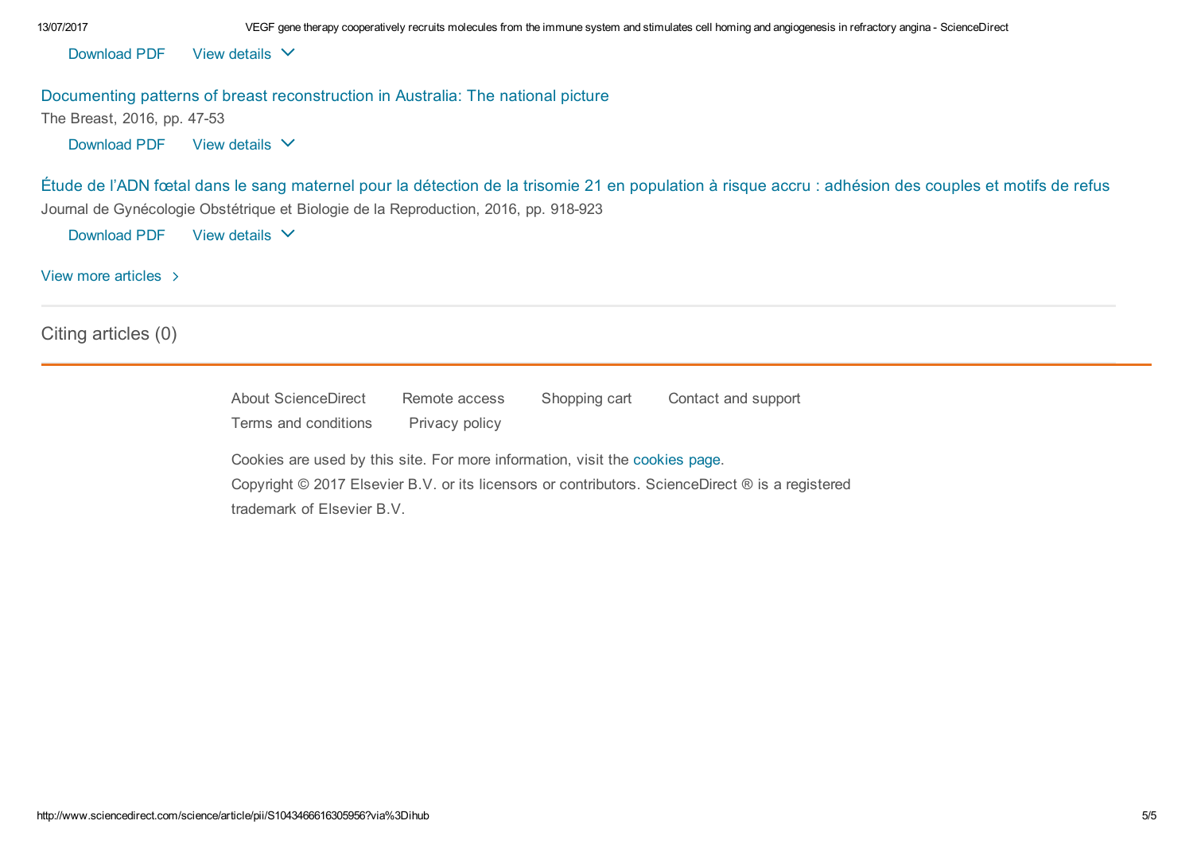Download PDF View details

Documenting patterns of breast reconstruction in Australia: The national picture

The Breast, 2016, pp. 47-53

Download PDF View details

Étude de l'ADN fœtal dans le sang maternel pour la détection de la trisomie 21 en population à risque accru : adhésion des couples et motifs de refus

Journal de Gynécologie Obstétrique et Biologie de la Reproduction, 2016, pp. 918-923

Download PDF View details

View more articles >

Citing articles (0)

About ScienceDirect Remote access Shopping cart Contact and support

Terms and conditions Privacy policy

Cookies are used by this site. For more information, visit the cookies page.

Copyright © 2017 Elsevier B.V. or its licensors or contributors. ScienceDirect ® is a registered trademark of Elsevier B.V.